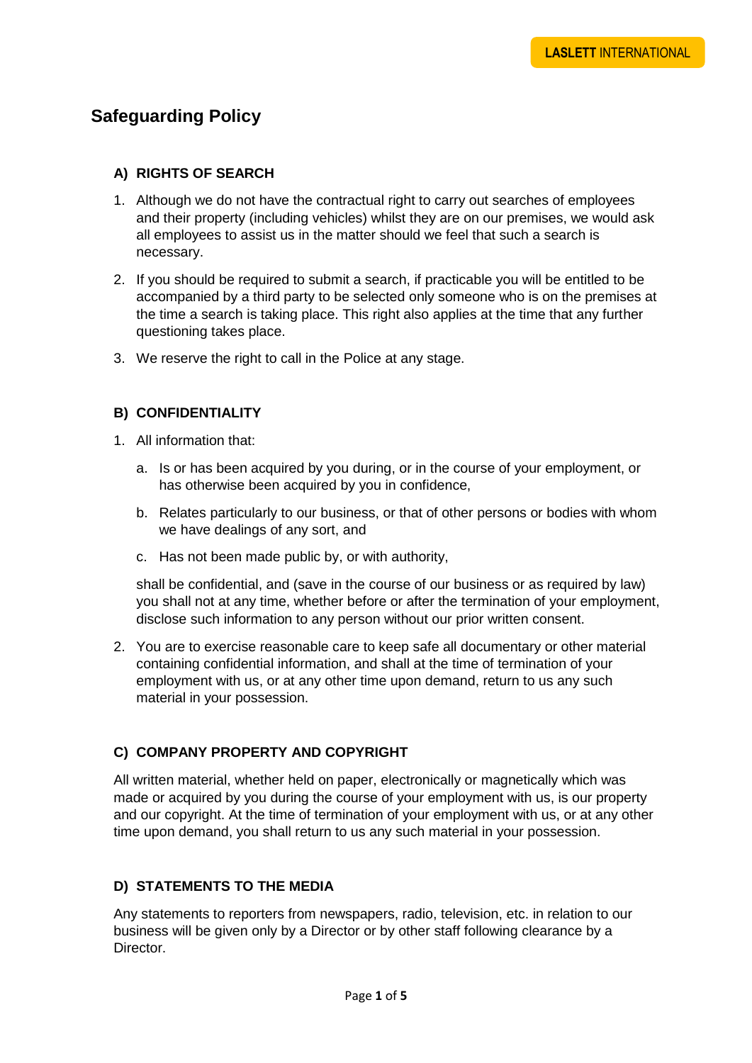# Safeguarding Policy

## A) RIGHTS OF SEARCH

1. Although we do not have the contractual right to carry out searches of employees and their property (including vehicles) whilst they are on our premises, we would ask all employees to assist us in the matter should we feel that such a search is necessary.
2. If you should be required to submit a search, if practicable you will be entitled to be accompanied by a third party to be selected only someone who is on the premises at the time a search is taking place. This right also applies at the time that any further questioning takes place.
3. We reserve the right to call in the Police at any stage.

## B) CONFIDENTIALITY

1. All information that:

   a. Is or has been acquired by you during, or in the course of your employment, or has otherwise been acquired by you in confidence,

   b. Relates particularly to our business, or that of other persons or bodies with whom we have dealings of any sort, and

   c. Has not been made public by, or with authority,

   shall be confidential, and (save in the course of our business or as required by law) you shall not at any time, whether before or after the termination of your employment, disclose such information to any person without our prior written consent.

2. You are to exercise reasonable care to keep safe all documentary or other material containing confidential information, and shall at the time of termination of your employment with us, or at any other time upon demand, return to us any such material in your possession.

## C) COMPANY PROPERTY AND COPYRIGHT

All written material, whether held on paper, electronically or magnetically which was made or acquired by you during the course of your employment with us, is our property and our copyright. At the time of termination of your employment with us, or at any other time upon demand, you shall return to us any such material in your possession.

## D) STATEMENTS TO THE MEDIA

Any statements to reporters from newspapers, radio, television, etc. in relation to our business will be given only by a Director or by other staff following clearance by a Director.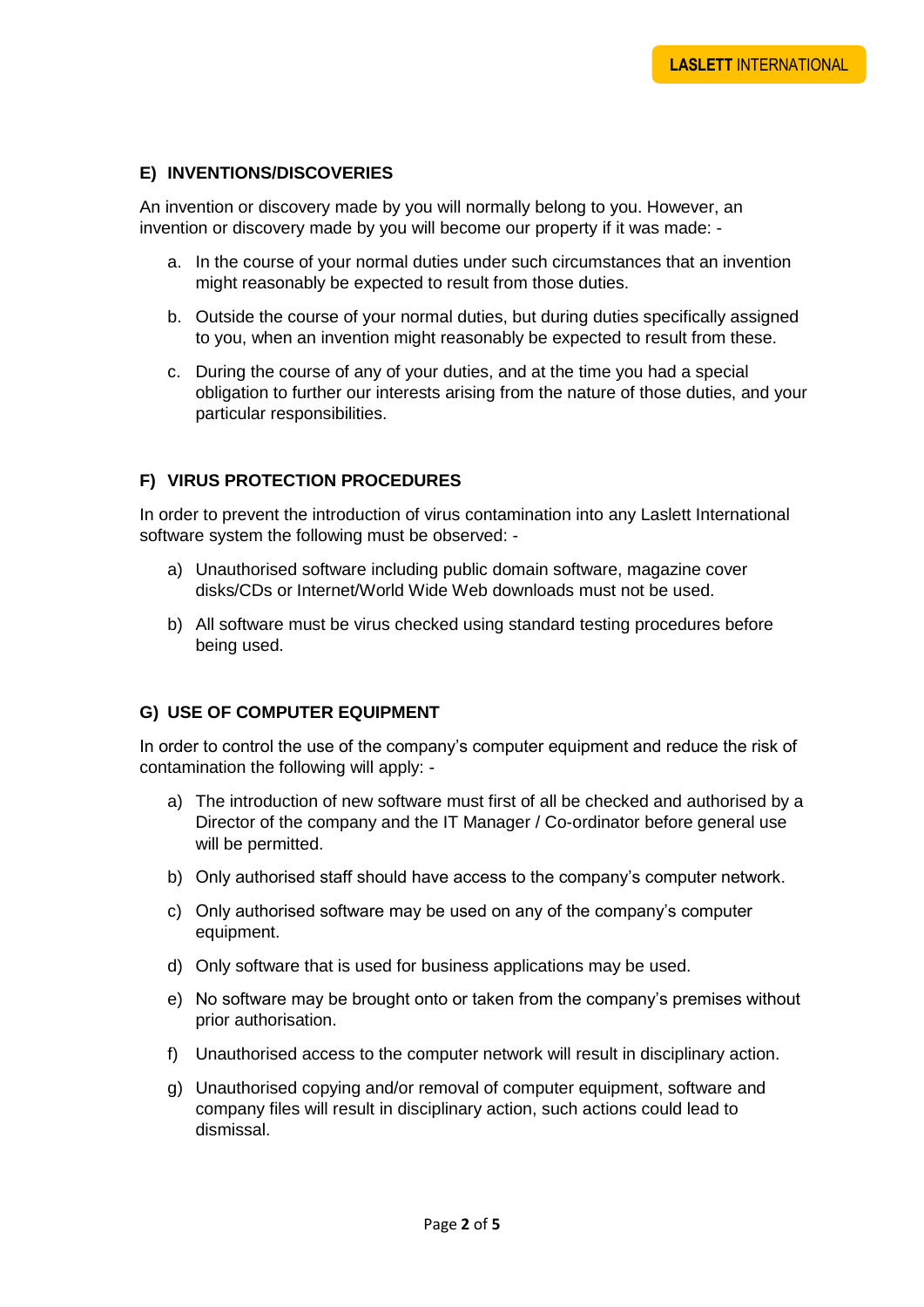### E) INVENTIONS/DISCOVERIES

An invention or discovery made by you will normally belong to you. However, an invention or discovery made by you will become our property if it was made: -

a. In the course of your normal duties under such circumstances that an invention might reasonably be expected to result from those duties.

b. Outside the course of your normal duties, but during duties specifically assigned to you, when an invention might reasonably be expected to result from these.

c. During the course of any of your duties, and at the time you had a special obligation to further our interests arising from the nature of those duties, and your particular responsibilities.

### F) VIRUS PROTECTION PROCEDURES

In order to prevent the introduction of virus contamination into any Laslett International software system the following must be observed: -

a) Unauthorised software including public domain software, magazine cover disks/CDs or Internet/World Wide Web downloads must not be used.

b) All software must be virus checked using standard testing procedures before being used.

### G) USE OF COMPUTER EQUIPMENT

In order to control the use of the company's computer equipment and reduce the risk of contamination the following will apply: -

a) The introduction of new software must first of all be checked and authorised by a Director of the company and the IT Manager / Co-ordinator before general use will be permitted.

b) Only authorised staff should have access to the company's computer network.

c) Only authorised software may be used on any of the company's computer equipment.

d) Only software that is used for business applications may be used.

e) No software may be brought onto or taken from the company's premises without prior authorisation.

f) Unauthorised access to the computer network will result in disciplinary action.

g) Unauthorised copying and/or removal of computer equipment, software and company files will result in disciplinary action, such actions could lead to dismissal.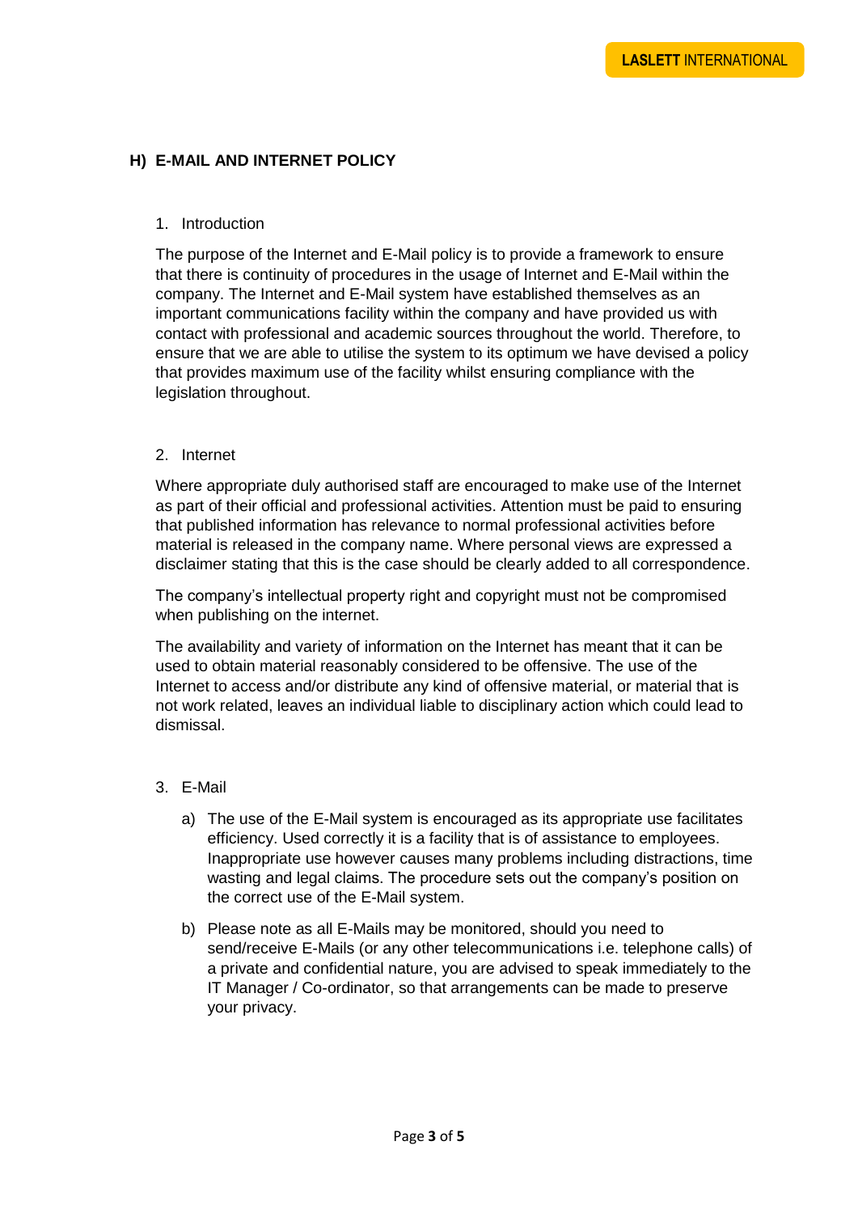## H) E-MAIL AND INTERNET POLICY

1. Introduction

The purpose of the Internet and E-Mail policy is to provide a framework to ensure that there is continuity of procedures in the usage of Internet and E-Mail within the company. The Internet and E-Mail system have established themselves as an important communications facility within the company and have provided us with contact with professional and academic sources throughout the world. Therefore, to ensure that we are able to utilise the system to its optimum we have devised a policy that provides maximum use of the facility whilst ensuring compliance with the legislation throughout.

2. Internet

Where appropriate duly authorised staff are encouraged to make use of the Internet as part of their official and professional activities. Attention must be paid to ensuring that published information has relevance to normal professional activities before material is released in the company name. Where personal views are expressed a disclaimer stating that this is the case should be clearly added to all correspondence.

The company's intellectual property right and copyright must not be compromised when publishing on the internet.

The availability and variety of information on the Internet has meant that it can be used to obtain material reasonably considered to be offensive. The use of the Internet to access and/or distribute any kind of offensive material, or material that is not work related, leaves an individual liable to disciplinary action which could lead to dismissal.

3. E-Mail

   a) The use of the E-Mail system is encouraged as its appropriate use facilitates efficiency. Used correctly it is a facility that is of assistance to employees. Inappropriate use however causes many problems including distractions, time wasting and legal claims. The procedure sets out the company's position on the correct use of the E-Mail system.

   b) Please note as all E-Mails may be monitored, should you need to send/receive E-Mails (or any other telecommunications i.e. telephone calls) of a private and confidential nature, you are advised to speak immediately to the IT Manager / Co-ordinator, so that arrangements can be made to preserve your privacy.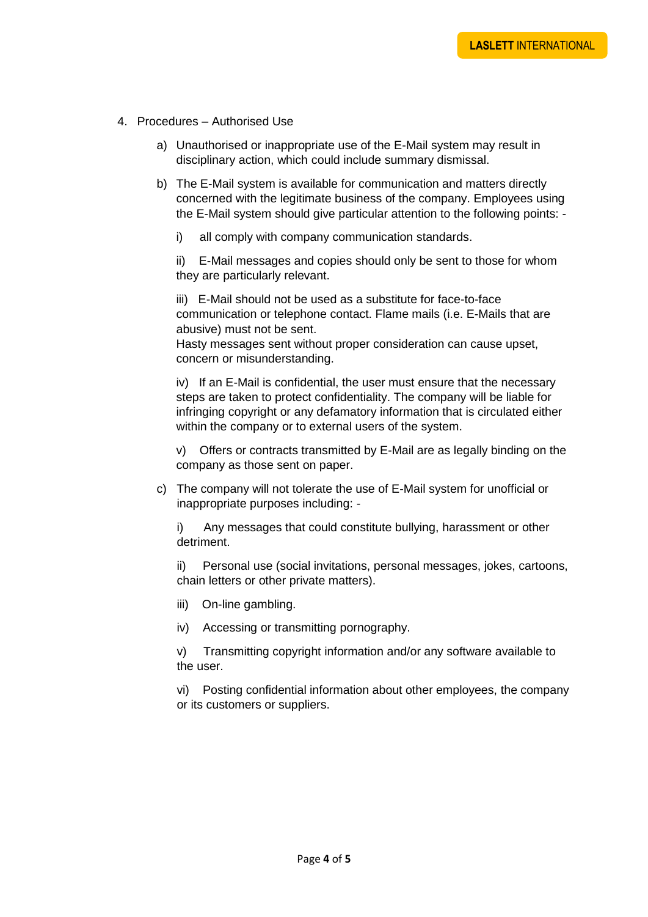4. Procedures – Authorised Use

   a) Unauthorised or inappropriate use of the E-Mail system may result in disciplinary action, which could include summary dismissal.

   b) The E-Mail system is available for communication and matters directly concerned with the legitimate business of the company. Employees using the E-Mail system should give particular attention to the following points: -

      i) all comply with company communication standards.

      ii) E-Mail messages and copies should only be sent to those for whom they are particularly relevant.

      iii) E-Mail should not be used as a substitute for face-to-face communication or telephone contact. Flame mails (i.e. E-Mails that are abusive) must not be sent.
      Hasty messages sent without proper consideration can cause upset, concern or misunderstanding.

      iv) If an E-Mail is confidential, the user must ensure that the necessary steps are taken to protect confidentiality. The company will be liable for infringing copyright or any defamatory information that is circulated either within the company or to external users of the system.

      v) Offers or contracts transmitted by E-Mail are as legally binding on the company as those sent on paper.

   c) The company will not tolerate the use of E-Mail system for unofficial or inappropriate purposes including: -

      i) Any messages that could constitute bullying, harassment or other detriment.

      ii) Personal use (social invitations, personal messages, jokes, cartoons, chain letters or other private matters).

      iii) On-line gambling.

      iv) Accessing or transmitting pornography.

      v) Transmitting copyright information and/or any software available to the user.

      vi) Posting confidential information about other employees, the company or its customers or suppliers.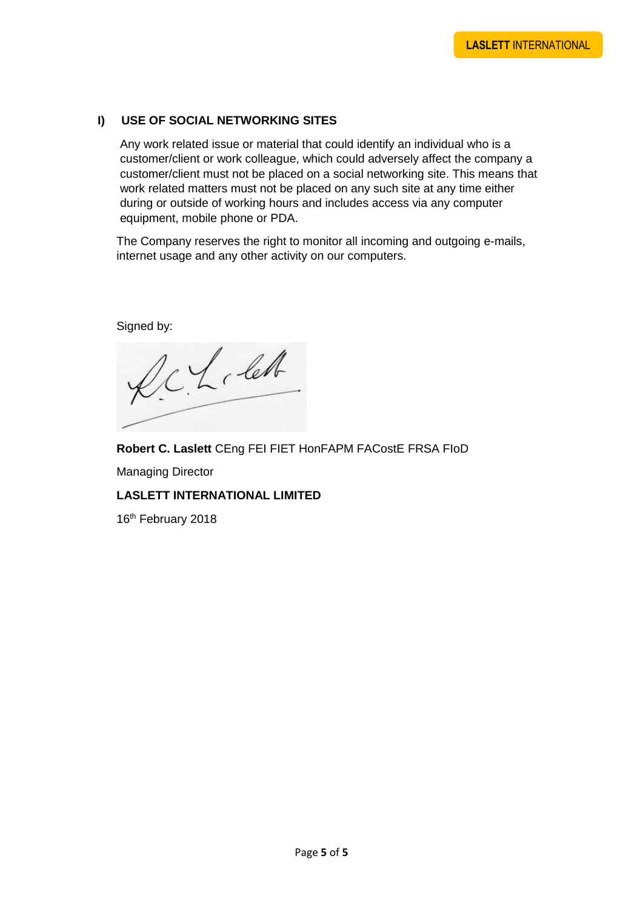## I) USE OF SOCIAL NETWORKING SITES

Any work related issue or material that could identify an individual who is a customer/client or work colleague, which could adversely affect the company a customer/client must not be placed on a social networking site. This means that work related matters must not be placed on any such site at any time either during or outside of working hours and includes access via any computer equipment, mobile phone or PDA.

The Company reserves the right to monitor all incoming and outgoing e-mails, internet usage and any other activity on our computers.

Signed by:

**Robert C. Laslett** CEng FEI FIET HonFAPM FACostE FRSA FIoD

Managing Director

**LASLETT INTERNATIONAL LIMITED**

16th February 2018